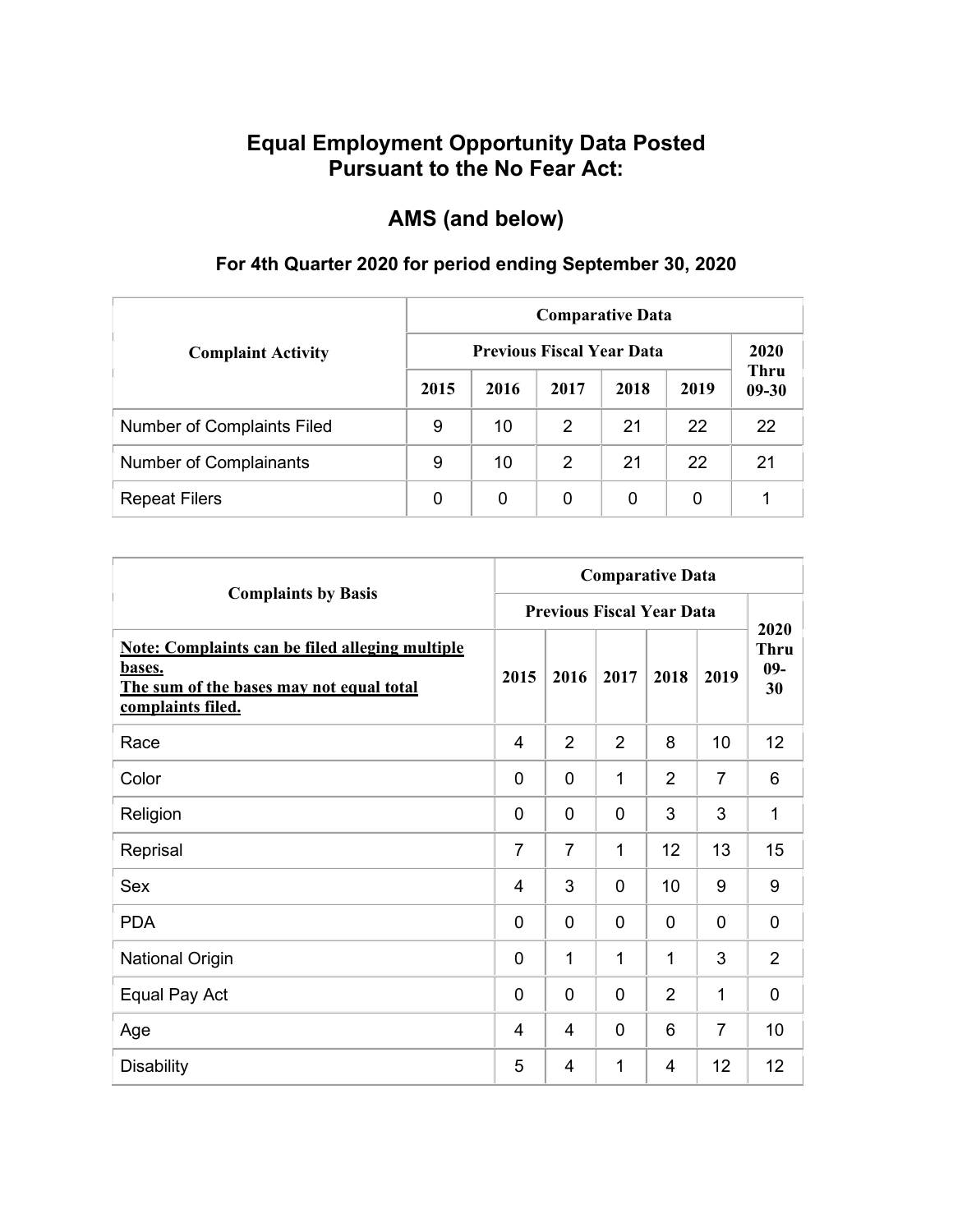# Equal Employment Opportunity Data Posted Pursuant to the No Fear Act:

## AMS (and below)

### For 4th Quarter 2020 for period ending September 30, 2020

| Complaint Activity | Comparative Data | | | | | |
|---|---|---|---|---|---|---|
| | Previous Fiscal Year Data | | | | | 2020 Thru 09-30 |
| | 2015 | 2016 | 2017 | 2018 | 2019 | |
| Number of Complaints Filed | 9 | 10 | 2 | 21 | 22 | 22 |
| Number of Complainants | 9 | 10 | 2 | 21 | 22 | 21 |
| Repeat Filers | 0 | 0 | 0 | 0 | 0 | 1 |

| Complaints by Basis | Comparative Data | | | | | |
|---|---|---|---|---|---|---|
| | Previous Fiscal Year Data | | | | | 2020 Thru 09-30 |
| **Note: Complaints can be filed alleging multiple bases. The sum of the bases may not equal total complaints filed.** | 2015 | 2016 | 2017 | 2018 | 2019 | |
| Race | 4 | 2 | 2 | 8 | 10 | 12 |
| Color | 0 | 0 | 1 | 2 | 7 | 6 |
| Religion | 0 | 0 | 0 | 3 | 3 | 1 |
| Reprisal | 7 | 7 | 1 | 12 | 13 | 15 |
| Sex | 4 | 3 | 0 | 10 | 9 | 9 |
| PDA | 0 | 0 | 0 | 0 | 0 | 0 |
| National Origin | 0 | 1 | 1 | 1 | 3 | 2 |
| Equal Pay Act | 0 | 0 | 0 | 2 | 1 | 0 |
| Age | 4 | 4 | 0 | 6 | 7 | 10 |
| Disability | 5 | 4 | 1 | 4 | 12 | 12 |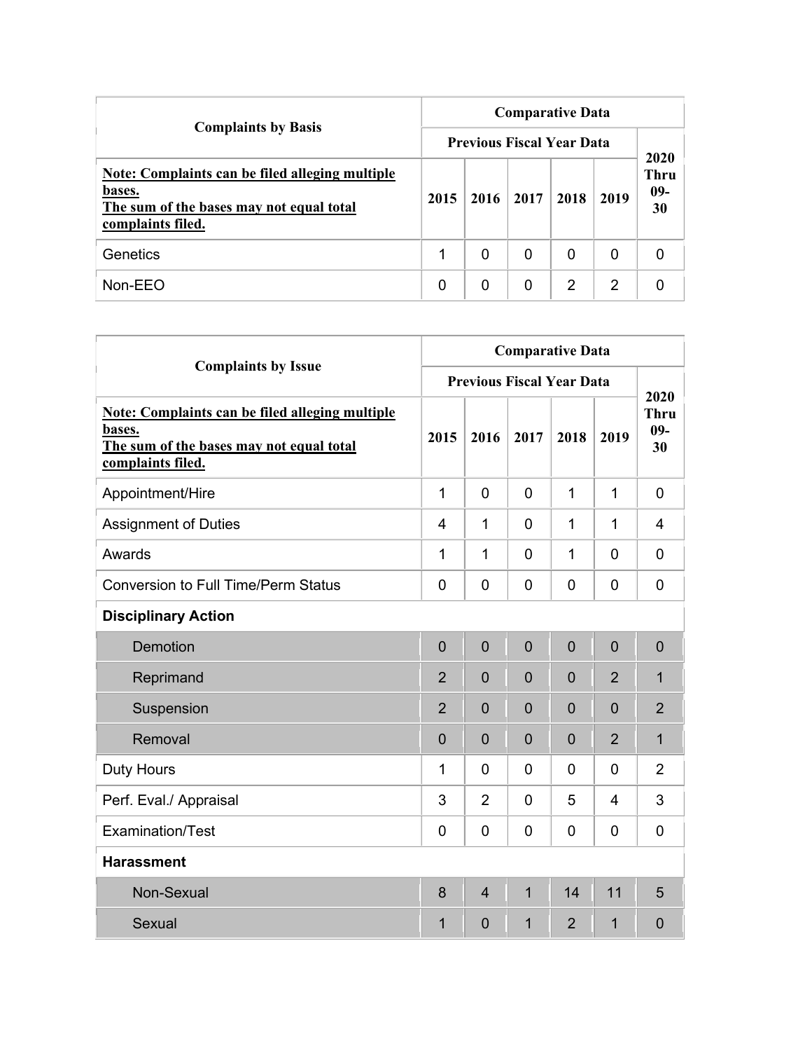| Complaints by Basis | Comparative Data | | | | | |
|---|---|---|---|---|---|---|
| | Previous Fiscal Year Data | | | | | 2020 Thru 09-30 |
| **Note: Complaints can be filed alleging multiple bases. The sum of the bases may not equal total complaints filed.** | 2015 | 2016 | 2017 | 2018 | 2019 | |
| Genetics | 1 | 0 | 0 | 0 | 0 | 0 |
| Non-EEO | 0 | 0 | 0 | 2 | 2 | 0 |

| Complaints by Issue | Comparative Data | | | | | |
|---|---|---|---|---|---|---|
| | Previous Fiscal Year Data | | | | | 2020 Thru 09-30 |
| **Note: Complaints can be filed alleging multiple bases. The sum of the bases may not equal total complaints filed.** | 2015 | 2016 | 2017 | 2018 | 2019 | |
| Appointment/Hire | 1 | 0 | 0 | 1 | 1 | 0 |
| Assignment of Duties | 4 | 1 | 0 | 1 | 1 | 4 |
| Awards | 1 | 1 | 0 | 1 | 0 | 0 |
| Conversion to Full Time/Perm Status | 0 | 0 | 0 | 0 | 0 | 0 |
| **Disciplinary Action** | | | | | | |
| Demotion | 0 | 0 | 0 | 0 | 0 | 0 |
| Reprimand | 2 | 0 | 0 | 0 | 2 | 1 |
| Suspension | 2 | 0 | 0 | 0 | 0 | 2 |
| Removal | 0 | 0 | 0 | 0 | 2 | 1 |
| Duty Hours | 1 | 0 | 0 | 0 | 0 | 2 |
| Perf. Eval./ Appraisal | 3 | 2 | 0 | 5 | 4 | 3 |
| Examination/Test | 0 | 0 | 0 | 0 | 0 | 0 |
| **Harassment** | | | | | | |
| Non-Sexual | 8 | 4 | 1 | 14 | 11 | 5 |
| Sexual | 1 | 0 | 1 | 2 | 1 | 0 |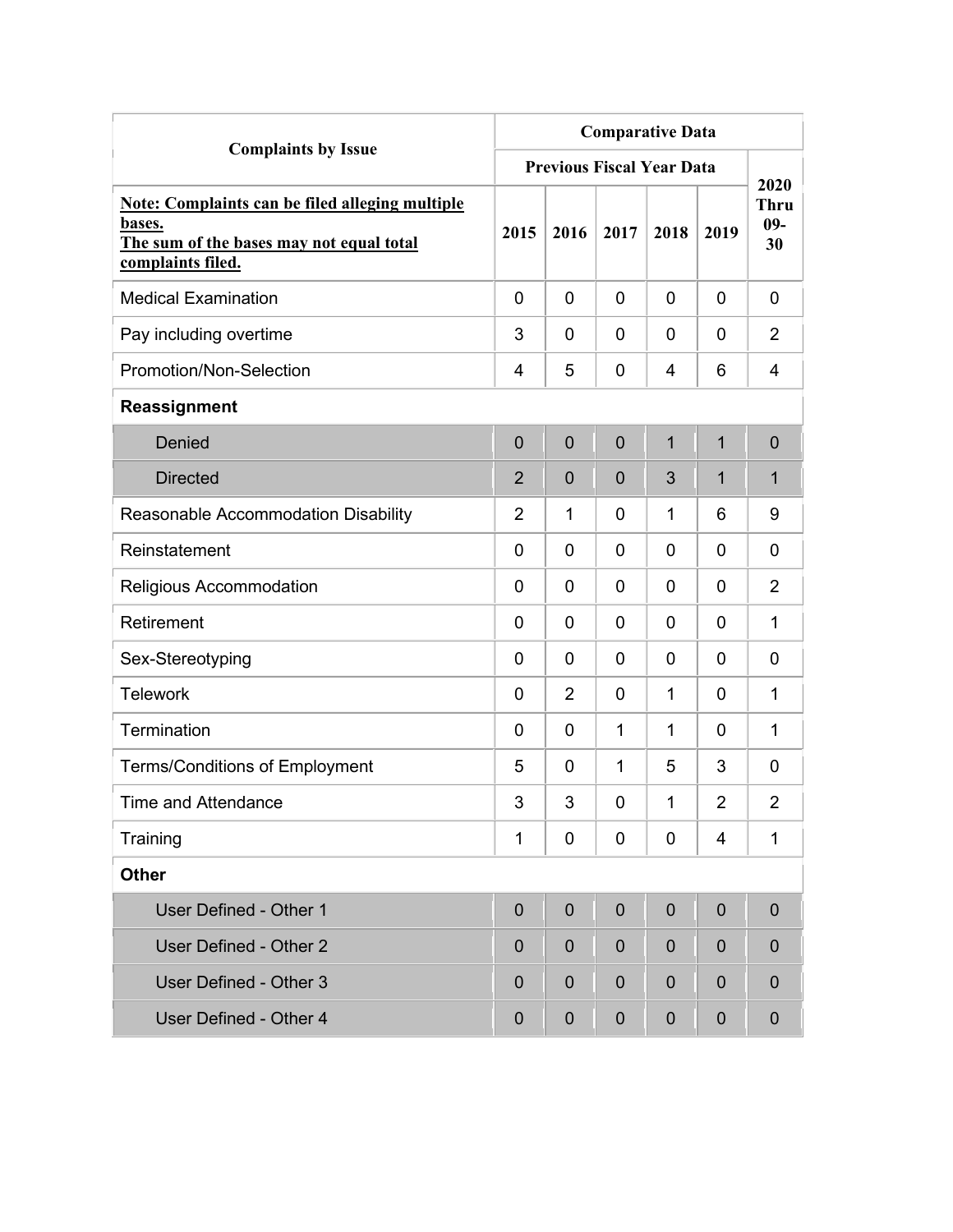| Complaints by Issue | Comparative Data | | | | | |
|---|---|---|---|---|---|---|
| | Previous Fiscal Year Data | | | | | 2020 Thru 09-30 |
| **Note: Complaints can be filed alleging multiple bases. The sum of the bases may not equal total complaints filed.** | 2015 | 2016 | 2017 | 2018 | 2019 | |
| Medical Examination | 0 | 0 | 0 | 0 | 0 | 0 |
| Pay including overtime | 3 | 0 | 0 | 0 | 0 | 2 |
| Promotion/Non-Selection | 4 | 5 | 0 | 4 | 6 | 4 |
| **Reassignment** | | | | | | |
| Denied | 0 | 0 | 0 | 1 | 1 | 0 |
| Directed | 2 | 0 | 0 | 3 | 1 | 1 |
| Reasonable Accommodation Disability | 2 | 1 | 0 | 1 | 6 | 9 |
| Reinstatement | 0 | 0 | 0 | 0 | 0 | 0 |
| Religious Accommodation | 0 | 0 | 0 | 0 | 0 | 2 |
| Retirement | 0 | 0 | 0 | 0 | 0 | 1 |
| Sex-Stereotyping | 0 | 0 | 0 | 0 | 0 | 0 |
| Telework | 0 | 2 | 0 | 1 | 0 | 1 |
| Termination | 0 | 0 | 1 | 1 | 0 | 1 |
| Terms/Conditions of Employment | 5 | 0 | 1 | 5 | 3 | 0 |
| Time and Attendance | 3 | 3 | 0 | 1 | 2 | 2 |
| Training | 1 | 0 | 0 | 0 | 4 | 1 |
| **Other** | | | | | | |
| User Defined - Other 1 | 0 | 0 | 0 | 0 | 0 | 0 |
| User Defined - Other 2 | 0 | 0 | 0 | 0 | 0 | 0 |
| User Defined - Other 3 | 0 | 0 | 0 | 0 | 0 | 0 |
| User Defined - Other 4 | 0 | 0 | 0 | 0 | 0 | 0 |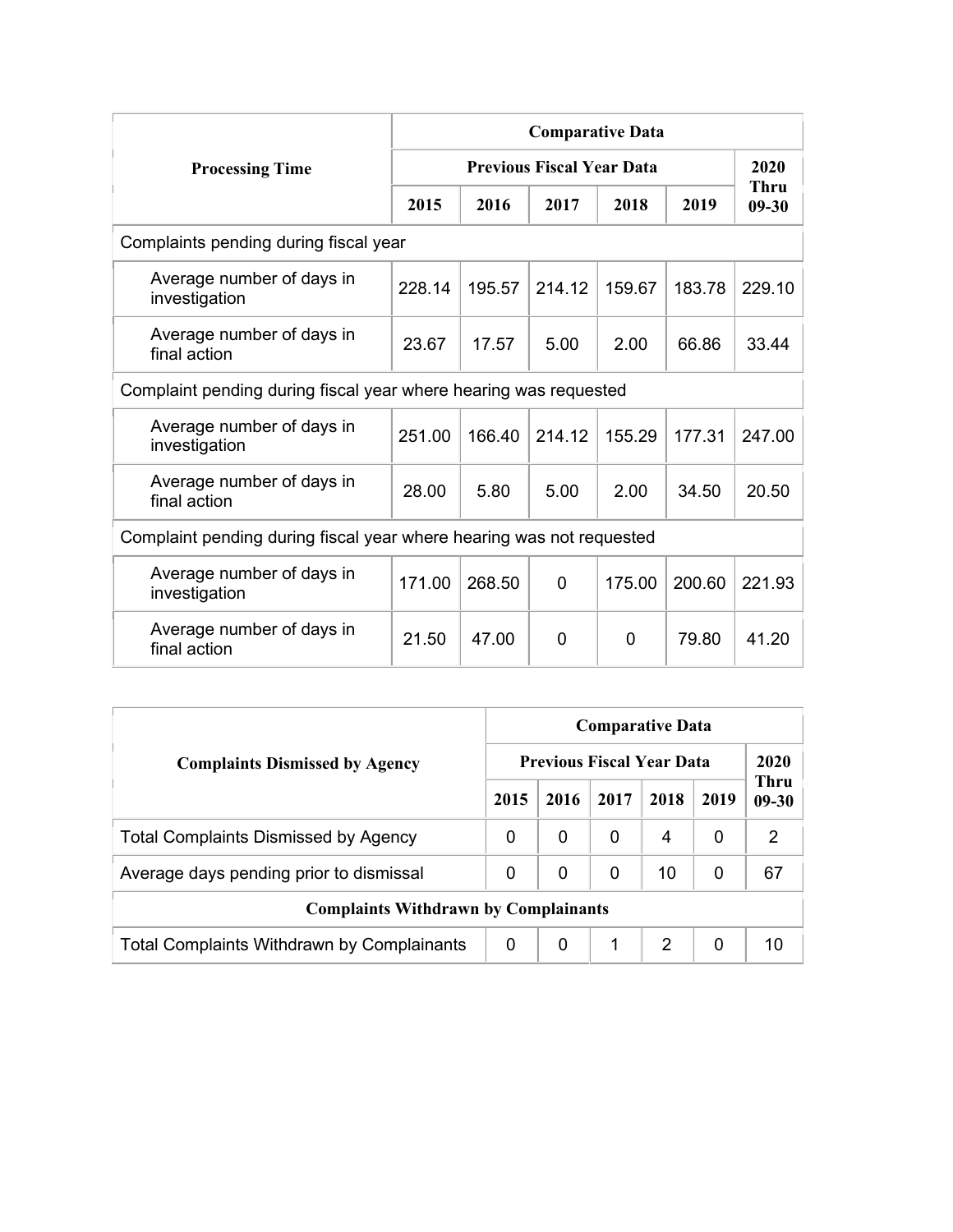| Processing Time | Comparative Data | | | | | |
|---|---|---|---|---|---|---|
| | Previous Fiscal Year Data | | | | | 2020 Thru 09-30 |
| | 2015 | 2016 | 2017 | 2018 | 2019 | |
| Complaints pending during fiscal year | | | | | | |
| Average number of days in investigation | 228.14 | 195.57 | 214.12 | 159.67 | 183.78 | 229.10 |
| Average number of days in final action | 23.67 | 17.57 | 5.00 | 2.00 | 66.86 | 33.44 |
| Complaint pending during fiscal year where hearing was requested | | | | | | |
| Average number of days in investigation | 251.00 | 166.40 | 214.12 | 155.29 | 177.31 | 247.00 |
| Average number of days in final action | 28.00 | 5.80 | 5.00 | 2.00 | 34.50 | 20.50 |
| Complaint pending during fiscal year where hearing was not requested | | | | | | |
| Average number of days in investigation | 171.00 | 268.50 | 0 | 175.00 | 200.60 | 221.93 |
| Average number of days in final action | 21.50 | 47.00 | 0 | 0 | 79.80 | 41.20 |

| Complaints Dismissed by Agency | Comparative Data | | | | | |
|---|---|---|---|---|---|---|
| | Previous Fiscal Year Data | | | | | 2020 Thru 09-30 |
| | 2015 | 2016 | 2017 | 2018 | 2019 | |
| Total Complaints Dismissed by Agency | 0 | 0 | 0 | 4 | 0 | 2 |
| Average days pending prior to dismissal | 0 | 0 | 0 | 10 | 0 | 67 |
| **Complaints Withdrawn by Complainants** | | | | | | |
| Total Complaints Withdrawn by Complainants | 0 | 0 | 1 | 2 | 0 | 10 |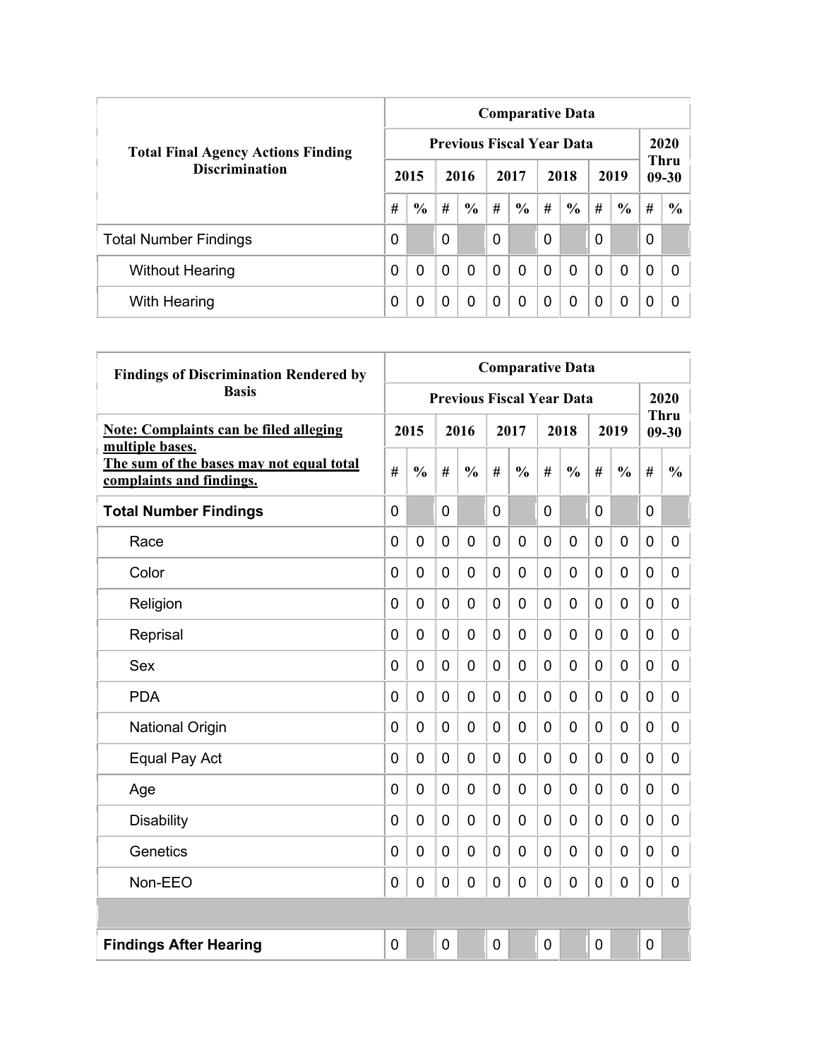| Total Final Agency Actions Finding Discrimination | Comparative Data | | | | | | | | | | | |
|---|---|---|---|---|---|---|---|---|---|---|---|---|
| | Previous Fiscal Year Data | | | | | | | | | | 2020 Thru 09-30 | |
| | 2015 | | 2016 | | 2017 | | 2018 | | 2019 | | | |
| | # | % | # | % | # | % | # | % | # | % | # | % |
| Total Number Findings | 0 | | 0 | | 0 | | 0 | | 0 | | 0 | |
| Without Hearing | 0 | 0 | 0 | 0 | 0 | 0 | 0 | 0 | 0 | 0 | 0 | 0 |
| With Hearing | 0 | 0 | 0 | 0 | 0 | 0 | 0 | 0 | 0 | 0 | 0 | 0 |

| **Findings of Discrimination Rendered by Basis** | Comparative Data | | | | | | | | | | | |
|---|---|---|---|---|---|---|---|---|---|---|---|---|
| | Previous Fiscal Year Data | | | | | | | | | | 2020 Thru 09-30 | |
| **Note: Complaints can be filed alleging multiple bases.** | 2015 | | 2016 | | 2017 | | 2018 | | 2019 | | | |
| **The sum of the bases may not equal total complaints and findings.** | # | % | # | % | # | % | # | % | # | % | # | % |
| **Total Number Findings** | 0 | | 0 | | 0 | | 0 | | 0 | | 0 | |
| Race | 0 | 0 | 0 | 0 | 0 | 0 | 0 | 0 | 0 | 0 | 0 | 0 |
| Color | 0 | 0 | 0 | 0 | 0 | 0 | 0 | 0 | 0 | 0 | 0 | 0 |
| Religion | 0 | 0 | 0 | 0 | 0 | 0 | 0 | 0 | 0 | 0 | 0 | 0 |
| Reprisal | 0 | 0 | 0 | 0 | 0 | 0 | 0 | 0 | 0 | 0 | 0 | 0 |
| Sex | 0 | 0 | 0 | 0 | 0 | 0 | 0 | 0 | 0 | 0 | 0 | 0 |
| PDA | 0 | 0 | 0 | 0 | 0 | 0 | 0 | 0 | 0 | 0 | 0 | 0 |
| National Origin | 0 | 0 | 0 | 0 | 0 | 0 | 0 | 0 | 0 | 0 | 0 | 0 |
| Equal Pay Act | 0 | 0 | 0 | 0 | 0 | 0 | 0 | 0 | 0 | 0 | 0 | 0 |
| Age | 0 | 0 | 0 | 0 | 0 | 0 | 0 | 0 | 0 | 0 | 0 | 0 |
| Disability | 0 | 0 | 0 | 0 | 0 | 0 | 0 | 0 | 0 | 0 | 0 | 0 |
| Genetics | 0 | 0 | 0 | 0 | 0 | 0 | 0 | 0 | 0 | 0 | 0 | 0 |
| Non-EEO | 0 | 0 | 0 | 0 | 0 | 0 | 0 | 0 | 0 | 0 | 0 | 0 |
| | | | | | | | | | | | | |
| **Findings After Hearing** | 0 | | 0 | | 0 | | 0 | | 0 | | 0 | |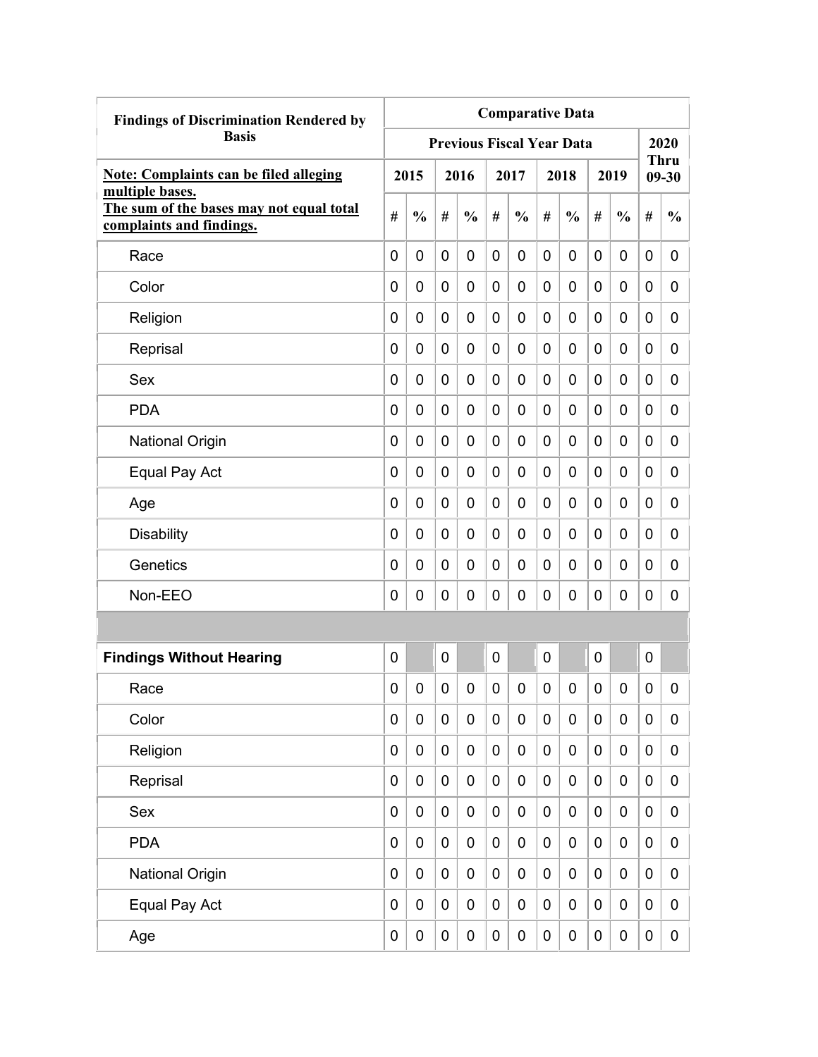| Findings of Discrimination Rendered by Basis | Comparative Data | | | | | | | | | | | |
|---|---|---|---|---|---|---|---|---|---|---|---|---|
| | Previous Fiscal Year Data | | | | | | | | | | 2020 Thru 09-30 | |
| **Note: Complaints can be filed alleging multiple bases. The sum of the bases may not equal total complaints and findings.** | 2015 | | 2016 | | 2017 | | 2018 | | 2019 | | | |
| | # | % | # | % | # | % | # | % | # | % | # | % |
| Race | 0 | 0 | 0 | 0 | 0 | 0 | 0 | 0 | 0 | 0 | 0 | 0 |
| Color | 0 | 0 | 0 | 0 | 0 | 0 | 0 | 0 | 0 | 0 | 0 | 0 |
| Religion | 0 | 0 | 0 | 0 | 0 | 0 | 0 | 0 | 0 | 0 | 0 | 0 |
| Reprisal | 0 | 0 | 0 | 0 | 0 | 0 | 0 | 0 | 0 | 0 | 0 | 0 |
| Sex | 0 | 0 | 0 | 0 | 0 | 0 | 0 | 0 | 0 | 0 | 0 | 0 |
| PDA | 0 | 0 | 0 | 0 | 0 | 0 | 0 | 0 | 0 | 0 | 0 | 0 |
| National Origin | 0 | 0 | 0 | 0 | 0 | 0 | 0 | 0 | 0 | 0 | 0 | 0 |
| Equal Pay Act | 0 | 0 | 0 | 0 | 0 | 0 | 0 | 0 | 0 | 0 | 0 | 0 |
| Age | 0 | 0 | 0 | 0 | 0 | 0 | 0 | 0 | 0 | 0 | 0 | 0 |
| Disability | 0 | 0 | 0 | 0 | 0 | 0 | 0 | 0 | 0 | 0 | 0 | 0 |
| Genetics | 0 | 0 | 0 | 0 | 0 | 0 | 0 | 0 | 0 | 0 | 0 | 0 |
| Non-EEO | 0 | 0 | 0 | 0 | 0 | 0 | 0 | 0 | 0 | 0 | 0 | 0 |
| | | | | | | | | | | | | |
| **Findings Without Hearing** | 0 | | 0 | | 0 | | 0 | | 0 | | 0 | |
| Race | 0 | 0 | 0 | 0 | 0 | 0 | 0 | 0 | 0 | 0 | 0 | 0 |
| Color | 0 | 0 | 0 | 0 | 0 | 0 | 0 | 0 | 0 | 0 | 0 | 0 |
| Religion | 0 | 0 | 0 | 0 | 0 | 0 | 0 | 0 | 0 | 0 | 0 | 0 |
| Reprisal | 0 | 0 | 0 | 0 | 0 | 0 | 0 | 0 | 0 | 0 | 0 | 0 |
| Sex | 0 | 0 | 0 | 0 | 0 | 0 | 0 | 0 | 0 | 0 | 0 | 0 |
| PDA | 0 | 0 | 0 | 0 | 0 | 0 | 0 | 0 | 0 | 0 | 0 | 0 |
| National Origin | 0 | 0 | 0 | 0 | 0 | 0 | 0 | 0 | 0 | 0 | 0 | 0 |
| Equal Pay Act | 0 | 0 | 0 | 0 | 0 | 0 | 0 | 0 | 0 | 0 | 0 | 0 |
| Age | 0 | 0 | 0 | 0 | 0 | 0 | 0 | 0 | 0 | 0 | 0 | 0 |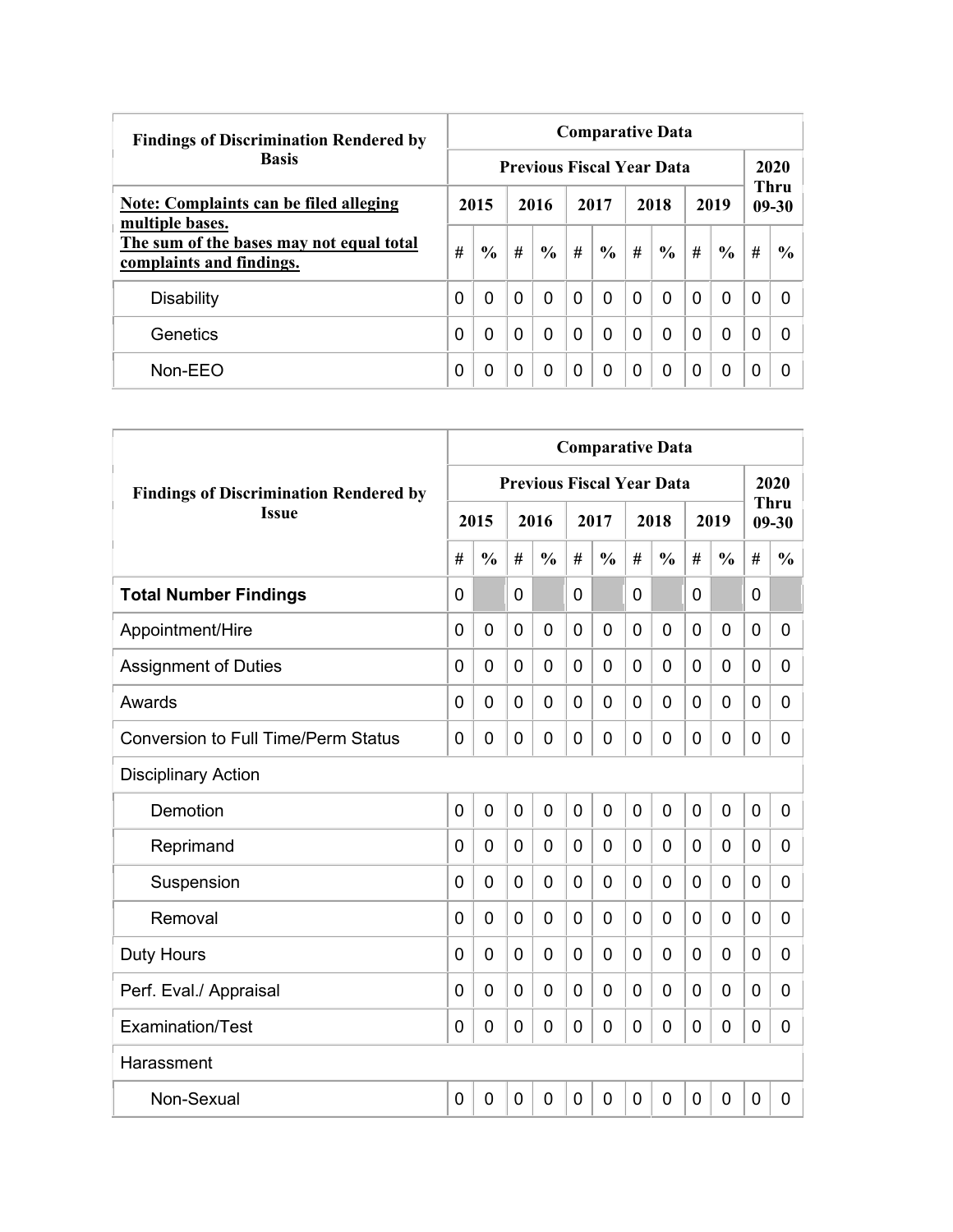| Findings of Discrimination Rendered by Basis | Comparative Data | | | | | | | | | | | |
|---|---|---|---|---|---|---|---|---|---|---|---|---|
| | Previous Fiscal Year Data | | | | | | | | | | 2020 Thru 09-30 | |
| **Note: Complaints can be filed alleging multiple bases. The sum of the bases may not equal total complaints and findings.** | 2015 | | 2016 | | 2017 | | 2018 | | 2019 | | | |
| | # | % | # | % | # | % | # | % | # | % | # | % |
| Disability | 0 | 0 | 0 | 0 | 0 | 0 | 0 | 0 | 0 | 0 | 0 | 0 |
| Genetics | 0 | 0 | 0 | 0 | 0 | 0 | 0 | 0 | 0 | 0 | 0 | 0 |
| Non-EEO | 0 | 0 | 0 | 0 | 0 | 0 | 0 | 0 | 0 | 0 | 0 | 0 |

| Findings of Discrimination Rendered by Issue | Comparative Data | | | | | | | | | | | |
|---|---|---|---|---|---|---|---|---|---|---|---|---|
| | Previous Fiscal Year Data | | | | | | | | | | 2020 Thru 09-30 | |
| | 2015 | | 2016 | | 2017 | | 2018 | | 2019 | | | |
| | # | % | # | % | # | % | # | % | # | % | # | % |
| **Total Number Findings** | 0 | | 0 | | 0 | | 0 | | 0 | | 0 | |
| Appointment/Hire | 0 | 0 | 0 | 0 | 0 | 0 | 0 | 0 | 0 | 0 | 0 | 0 |
| Assignment of Duties | 0 | 0 | 0 | 0 | 0 | 0 | 0 | 0 | 0 | 0 | 0 | 0 |
| Awards | 0 | 0 | 0 | 0 | 0 | 0 | 0 | 0 | 0 | 0 | 0 | 0 |
| Conversion to Full Time/Perm Status | 0 | 0 | 0 | 0 | 0 | 0 | 0 | 0 | 0 | 0 | 0 | 0 |
| Disciplinary Action | | | | | | | | | | | | |
| Demotion | 0 | 0 | 0 | 0 | 0 | 0 | 0 | 0 | 0 | 0 | 0 | 0 |
| Reprimand | 0 | 0 | 0 | 0 | 0 | 0 | 0 | 0 | 0 | 0 | 0 | 0 |
| Suspension | 0 | 0 | 0 | 0 | 0 | 0 | 0 | 0 | 0 | 0 | 0 | 0 |
| Removal | 0 | 0 | 0 | 0 | 0 | 0 | 0 | 0 | 0 | 0 | 0 | 0 |
| Duty Hours | 0 | 0 | 0 | 0 | 0 | 0 | 0 | 0 | 0 | 0 | 0 | 0 |
| Perf. Eval./ Appraisal | 0 | 0 | 0 | 0 | 0 | 0 | 0 | 0 | 0 | 0 | 0 | 0 |
| Examination/Test | 0 | 0 | 0 | 0 | 0 | 0 | 0 | 0 | 0 | 0 | 0 | 0 |
| Harassment | | | | | | | | | | | | |
| Non-Sexual | 0 | 0 | 0 | 0 | 0 | 0 | 0 | 0 | 0 | 0 | 0 | 0 |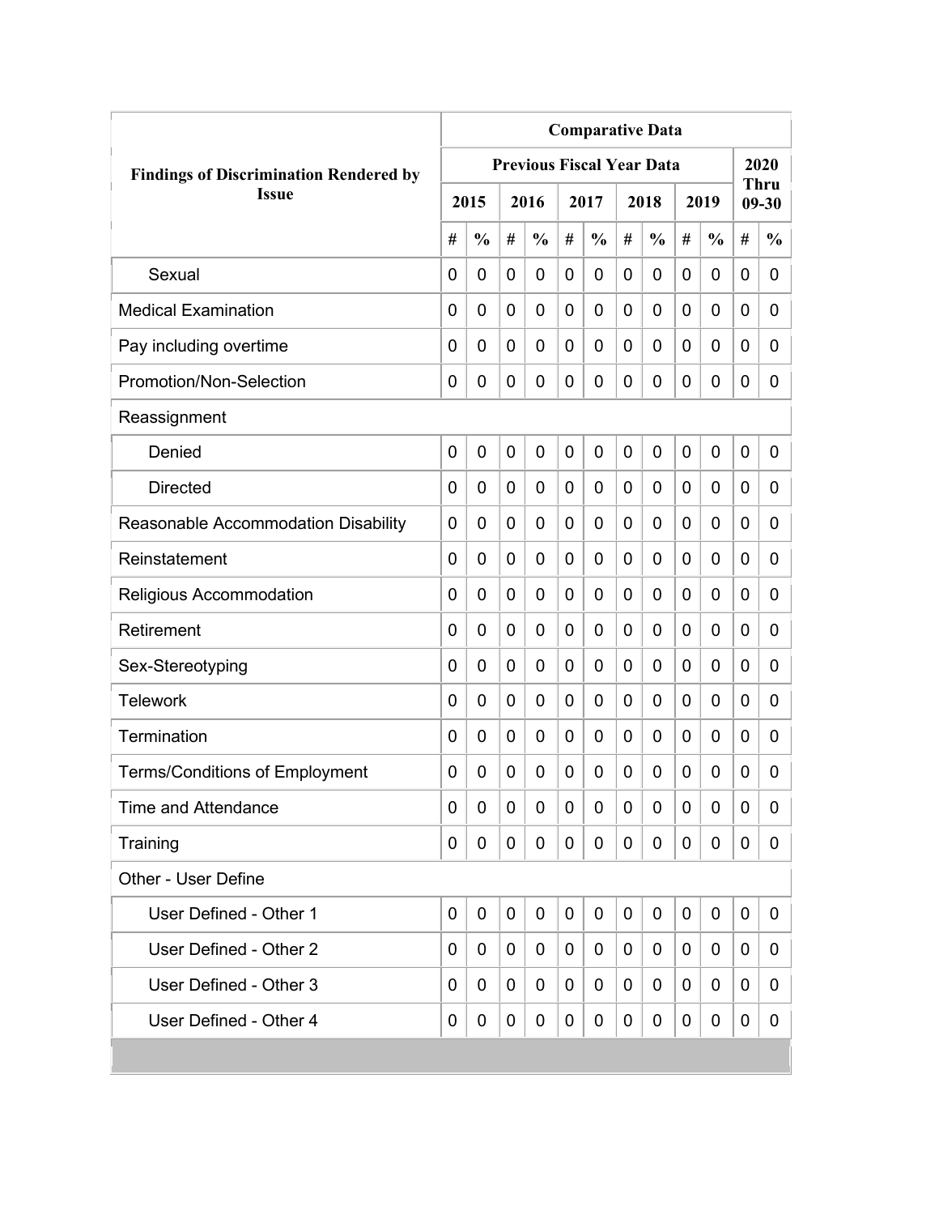| Findings of Discrimination Rendered by Issue | Comparative Data | | | | | | | | | | | |
|---|---|---|---|---|---|---|---|---|---|---|---|---|
| | Previous Fiscal Year Data | | | | | | | | | | 2020 Thru 09-30 | |
| | 2015 | | 2016 | | 2017 | | 2018 | | 2019 | | | |
| | # | % | # | % | # | % | # | % | # | % | # | % |
| Sexual | 0 | 0 | 0 | 0 | 0 | 0 | 0 | 0 | 0 | 0 | 0 | 0 |
| Medical Examination | 0 | 0 | 0 | 0 | 0 | 0 | 0 | 0 | 0 | 0 | 0 | 0 |
| Pay including overtime | 0 | 0 | 0 | 0 | 0 | 0 | 0 | 0 | 0 | 0 | 0 | 0 |
| Promotion/Non-Selection | 0 | 0 | 0 | 0 | 0 | 0 | 0 | 0 | 0 | 0 | 0 | 0 |
| Reassignment | | | | | | | | | | | | |
| Denied | 0 | 0 | 0 | 0 | 0 | 0 | 0 | 0 | 0 | 0 | 0 | 0 |
| Directed | 0 | 0 | 0 | 0 | 0 | 0 | 0 | 0 | 0 | 0 | 0 | 0 |
| Reasonable Accommodation Disability | 0 | 0 | 0 | 0 | 0 | 0 | 0 | 0 | 0 | 0 | 0 | 0 |
| Reinstatement | 0 | 0 | 0 | 0 | 0 | 0 | 0 | 0 | 0 | 0 | 0 | 0 |
| Religious Accommodation | 0 | 0 | 0 | 0 | 0 | 0 | 0 | 0 | 0 | 0 | 0 | 0 |
| Retirement | 0 | 0 | 0 | 0 | 0 | 0 | 0 | 0 | 0 | 0 | 0 | 0 |
| Sex-Stereotyping | 0 | 0 | 0 | 0 | 0 | 0 | 0 | 0 | 0 | 0 | 0 | 0 |
| Telework | 0 | 0 | 0 | 0 | 0 | 0 | 0 | 0 | 0 | 0 | 0 | 0 |
| Termination | 0 | 0 | 0 | 0 | 0 | 0 | 0 | 0 | 0 | 0 | 0 | 0 |
| Terms/Conditions of Employment | 0 | 0 | 0 | 0 | 0 | 0 | 0 | 0 | 0 | 0 | 0 | 0 |
| Time and Attendance | 0 | 0 | 0 | 0 | 0 | 0 | 0 | 0 | 0 | 0 | 0 | 0 |
| Training | 0 | 0 | 0 | 0 | 0 | 0 | 0 | 0 | 0 | 0 | 0 | 0 |
| Other - User Define | | | | | | | | | | | | |
| User Defined - Other 1 | 0 | 0 | 0 | 0 | 0 | 0 | 0 | 0 | 0 | 0 | 0 | 0 |
| User Defined - Other 2 | 0 | 0 | 0 | 0 | 0 | 0 | 0 | 0 | 0 | 0 | 0 | 0 |
| User Defined - Other 3 | 0 | 0 | 0 | 0 | 0 | 0 | 0 | 0 | 0 | 0 | 0 | 0 |
| User Defined - Other 4 | 0 | 0 | 0 | 0 | 0 | 0 | 0 | 0 | 0 | 0 | 0 | 0 |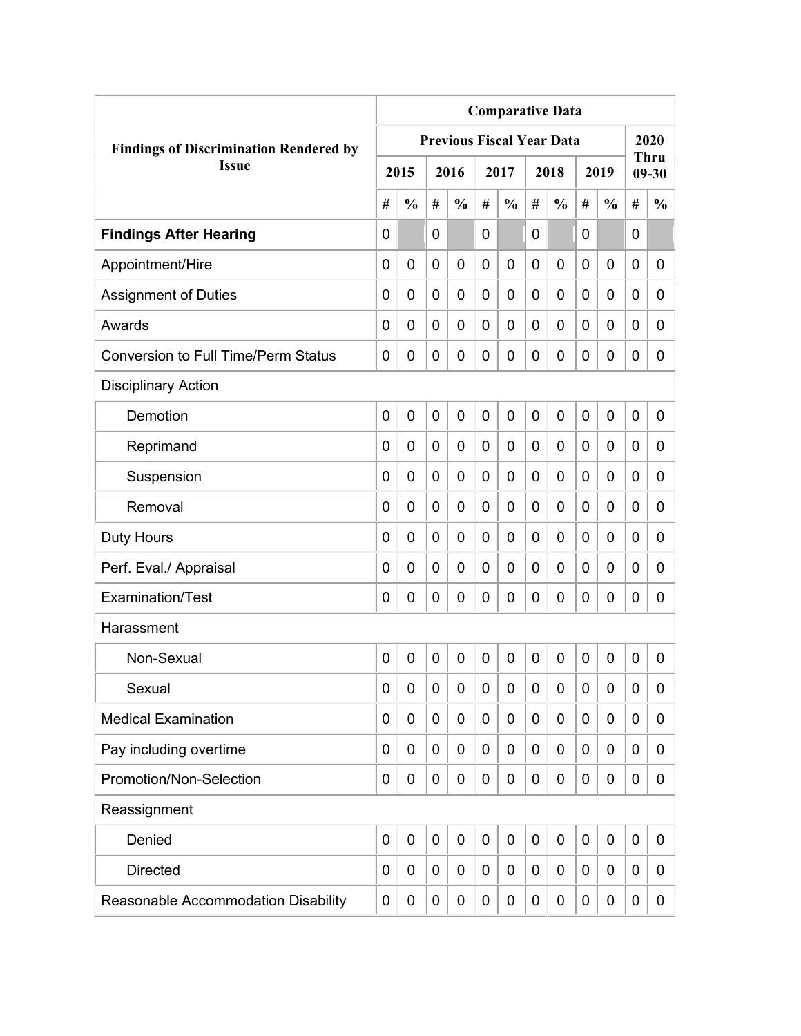| Findings of Discrimination Rendered by Issue | Comparative Data | | | | | | | | | | | |
|---|---|---|---|---|---|---|---|---|---|---|---|---|
| | Previous Fiscal Year Data | | | | | | | | | | 2020 Thru 09-30 | |
| | 2015 | | 2016 | | 2017 | | 2018 | | 2019 | | | |
| | # | % | # | % | # | % | # | % | # | % | # | % |
| **Findings After Hearing** | 0 | | 0 | | 0 | | 0 | | 0 | | 0 | |
| Appointment/Hire | 0 | 0 | 0 | 0 | 0 | 0 | 0 | 0 | 0 | 0 | 0 | 0 |
| Assignment of Duties | 0 | 0 | 0 | 0 | 0 | 0 | 0 | 0 | 0 | 0 | 0 | 0 |
| Awards | 0 | 0 | 0 | 0 | 0 | 0 | 0 | 0 | 0 | 0 | 0 | 0 |
| Conversion to Full Time/Perm Status | 0 | 0 | 0 | 0 | 0 | 0 | 0 | 0 | 0 | 0 | 0 | 0 |
| Disciplinary Action | | | | | | | | | | | | |
| Demotion | 0 | 0 | 0 | 0 | 0 | 0 | 0 | 0 | 0 | 0 | 0 | 0 |
| Reprimand | 0 | 0 | 0 | 0 | 0 | 0 | 0 | 0 | 0 | 0 | 0 | 0 |
| Suspension | 0 | 0 | 0 | 0 | 0 | 0 | 0 | 0 | 0 | 0 | 0 | 0 |
| Removal | 0 | 0 | 0 | 0 | 0 | 0 | 0 | 0 | 0 | 0 | 0 | 0 |
| Duty Hours | 0 | 0 | 0 | 0 | 0 | 0 | 0 | 0 | 0 | 0 | 0 | 0 |
| Perf. Eval./ Appraisal | 0 | 0 | 0 | 0 | 0 | 0 | 0 | 0 | 0 | 0 | 0 | 0 |
| Examination/Test | 0 | 0 | 0 | 0 | 0 | 0 | 0 | 0 | 0 | 0 | 0 | 0 |
| Harassment | | | | | | | | | | | | |
| Non-Sexual | 0 | 0 | 0 | 0 | 0 | 0 | 0 | 0 | 0 | 0 | 0 | 0 |
| Sexual | 0 | 0 | 0 | 0 | 0 | 0 | 0 | 0 | 0 | 0 | 0 | 0 |
| Medical Examination | 0 | 0 | 0 | 0 | 0 | 0 | 0 | 0 | 0 | 0 | 0 | 0 |
| Pay including overtime | 0 | 0 | 0 | 0 | 0 | 0 | 0 | 0 | 0 | 0 | 0 | 0 |
| Promotion/Non-Selection | 0 | 0 | 0 | 0 | 0 | 0 | 0 | 0 | 0 | 0 | 0 | 0 |
| Reassignment | | | | | | | | | | | | |
| Denied | 0 | 0 | 0 | 0 | 0 | 0 | 0 | 0 | 0 | 0 | 0 | 0 |
| Directed | 0 | 0 | 0 | 0 | 0 | 0 | 0 | 0 | 0 | 0 | 0 | 0 |
| Reasonable Accommodation Disability | 0 | 0 | 0 | 0 | 0 | 0 | 0 | 0 | 0 | 0 | 0 | 0 |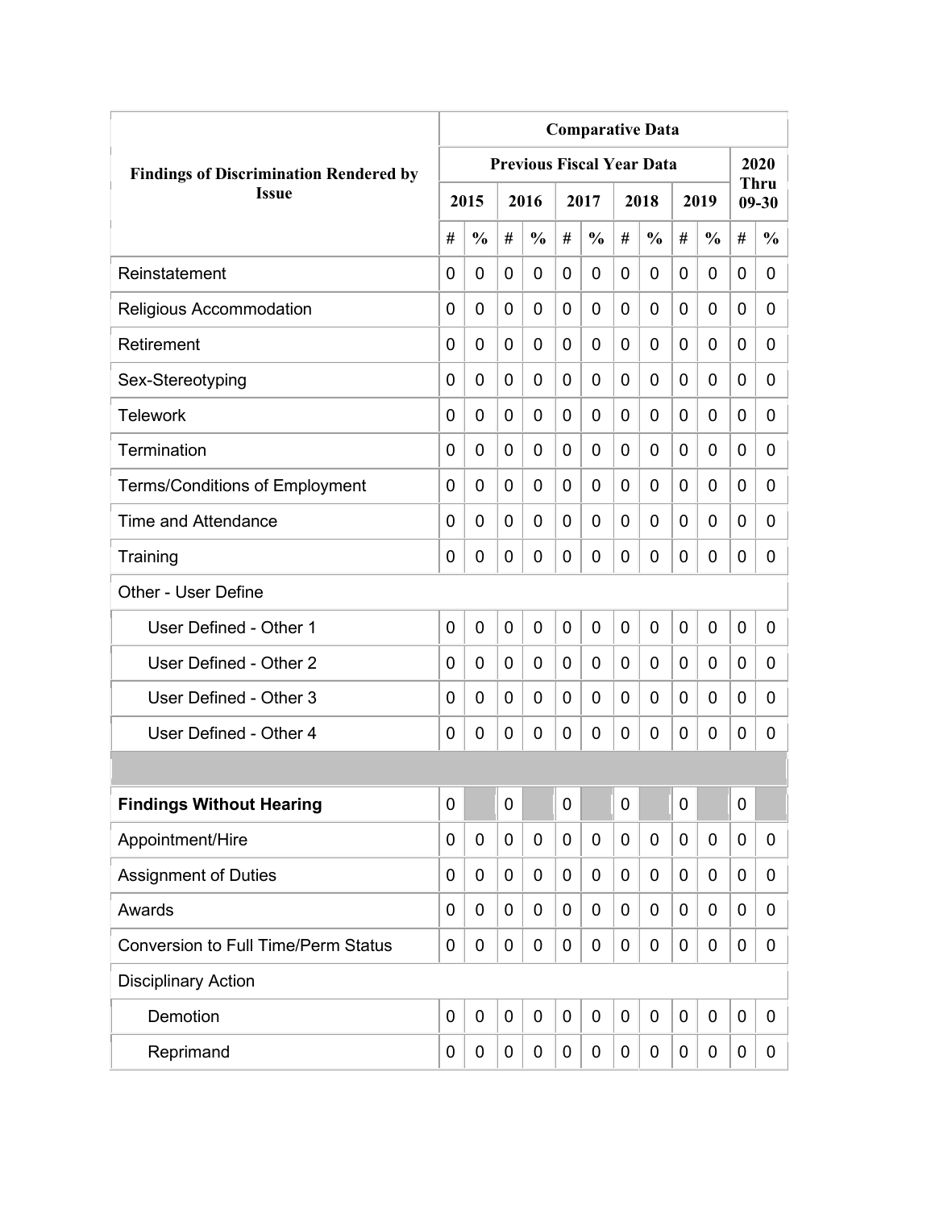| Findings of Discrimination Rendered by Issue | Comparative Data | | | | | | | | | | | |
|---|---|---|---|---|---|---|---|---|---|---|---|---|
| | Previous Fiscal Year Data | | | | | | | | | | 2020 Thru 09-30 | |
| | 2015 | | 2016 | | 2017 | | 2018 | | 2019 | | | |
| | # | % | # | % | # | % | # | % | # | % | # | % |
| Reinstatement | 0 | 0 | 0 | 0 | 0 | 0 | 0 | 0 | 0 | 0 | 0 | 0 |
| Religious Accommodation | 0 | 0 | 0 | 0 | 0 | 0 | 0 | 0 | 0 | 0 | 0 | 0 |
| Retirement | 0 | 0 | 0 | 0 | 0 | 0 | 0 | 0 | 0 | 0 | 0 | 0 |
| Sex-Stereotyping | 0 | 0 | 0 | 0 | 0 | 0 | 0 | 0 | 0 | 0 | 0 | 0 |
| Telework | 0 | 0 | 0 | 0 | 0 | 0 | 0 | 0 | 0 | 0 | 0 | 0 |
| Termination | 0 | 0 | 0 | 0 | 0 | 0 | 0 | 0 | 0 | 0 | 0 | 0 |
| Terms/Conditions of Employment | 0 | 0 | 0 | 0 | 0 | 0 | 0 | 0 | 0 | 0 | 0 | 0 |
| Time and Attendance | 0 | 0 | 0 | 0 | 0 | 0 | 0 | 0 | 0 | 0 | 0 | 0 |
| Training | 0 | 0 | 0 | 0 | 0 | 0 | 0 | 0 | 0 | 0 | 0 | 0 |
| Other - User Define | | | | | | | | | | | | |
| User Defined - Other 1 | 0 | 0 | 0 | 0 | 0 | 0 | 0 | 0 | 0 | 0 | 0 | 0 |
| User Defined - Other 2 | 0 | 0 | 0 | 0 | 0 | 0 | 0 | 0 | 0 | 0 | 0 | 0 |
| User Defined - Other 3 | 0 | 0 | 0 | 0 | 0 | 0 | 0 | 0 | 0 | 0 | 0 | 0 |
| User Defined - Other 4 | 0 | 0 | 0 | 0 | 0 | 0 | 0 | 0 | 0 | 0 | 0 | 0 |
| | | | | | | | | | | | | |
| **Findings Without Hearing** | 0 | | 0 | | 0 | | 0 | | 0 | | 0 | |
| Appointment/Hire | 0 | 0 | 0 | 0 | 0 | 0 | 0 | 0 | 0 | 0 | 0 | 0 |
| Assignment of Duties | 0 | 0 | 0 | 0 | 0 | 0 | 0 | 0 | 0 | 0 | 0 | 0 |
| Awards | 0 | 0 | 0 | 0 | 0 | 0 | 0 | 0 | 0 | 0 | 0 | 0 |
| Conversion to Full Time/Perm Status | 0 | 0 | 0 | 0 | 0 | 0 | 0 | 0 | 0 | 0 | 0 | 0 |
| Disciplinary Action | | | | | | | | | | | | |
| Demotion | 0 | 0 | 0 | 0 | 0 | 0 | 0 | 0 | 0 | 0 | 0 | 0 |
| Reprimand | 0 | 0 | 0 | 0 | 0 | 0 | 0 | 0 | 0 | 0 | 0 | 0 |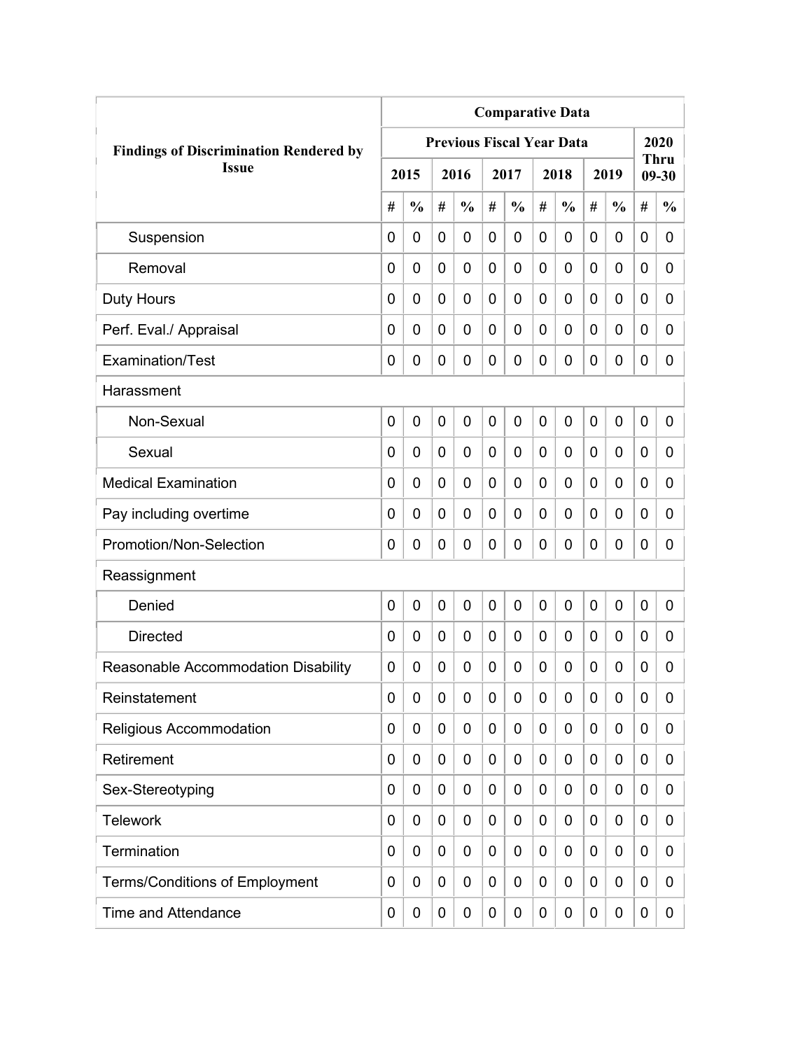| Findings of Discrimination Rendered by Issue | Comparative Data | | | | | | | | | | | |
|---|---|---|---|---|---|---|---|---|---|---|---|---|
| | Previous Fiscal Year Data | | | | | | | | | | 2020 Thru 09-30 | |
| | 2015 | | 2016 | | 2017 | | 2018 | | 2019 | | | |
| | # | % | # | % | # | % | # | % | # | % | # | % |
| Suspension | 0 | 0 | 0 | 0 | 0 | 0 | 0 | 0 | 0 | 0 | 0 | 0 |
| Removal | 0 | 0 | 0 | 0 | 0 | 0 | 0 | 0 | 0 | 0 | 0 | 0 |
| Duty Hours | 0 | 0 | 0 | 0 | 0 | 0 | 0 | 0 | 0 | 0 | 0 | 0 |
| Perf. Eval./ Appraisal | 0 | 0 | 0 | 0 | 0 | 0 | 0 | 0 | 0 | 0 | 0 | 0 |
| Examination/Test | 0 | 0 | 0 | 0 | 0 | 0 | 0 | 0 | 0 | 0 | 0 | 0 |
| Harassment | | | | | | | | | | | | |
| Non-Sexual | 0 | 0 | 0 | 0 | 0 | 0 | 0 | 0 | 0 | 0 | 0 | 0 |
| Sexual | 0 | 0 | 0 | 0 | 0 | 0 | 0 | 0 | 0 | 0 | 0 | 0 |
| Medical Examination | 0 | 0 | 0 | 0 | 0 | 0 | 0 | 0 | 0 | 0 | 0 | 0 |
| Pay including overtime | 0 | 0 | 0 | 0 | 0 | 0 | 0 | 0 | 0 | 0 | 0 | 0 |
| Promotion/Non-Selection | 0 | 0 | 0 | 0 | 0 | 0 | 0 | 0 | 0 | 0 | 0 | 0 |
| Reassignment | | | | | | | | | | | | |
| Denied | 0 | 0 | 0 | 0 | 0 | 0 | 0 | 0 | 0 | 0 | 0 | 0 |
| Directed | 0 | 0 | 0 | 0 | 0 | 0 | 0 | 0 | 0 | 0 | 0 | 0 |
| Reasonable Accommodation Disability | 0 | 0 | 0 | 0 | 0 | 0 | 0 | 0 | 0 | 0 | 0 | 0 |
| Reinstatement | 0 | 0 | 0 | 0 | 0 | 0 | 0 | 0 | 0 | 0 | 0 | 0 |
| Religious Accommodation | 0 | 0 | 0 | 0 | 0 | 0 | 0 | 0 | 0 | 0 | 0 | 0 |
| Retirement | 0 | 0 | 0 | 0 | 0 | 0 | 0 | 0 | 0 | 0 | 0 | 0 |
| Sex-Stereotyping | 0 | 0 | 0 | 0 | 0 | 0 | 0 | 0 | 0 | 0 | 0 | 0 |
| Telework | 0 | 0 | 0 | 0 | 0 | 0 | 0 | 0 | 0 | 0 | 0 | 0 |
| Termination | 0 | 0 | 0 | 0 | 0 | 0 | 0 | 0 | 0 | 0 | 0 | 0 |
| Terms/Conditions of Employment | 0 | 0 | 0 | 0 | 0 | 0 | 0 | 0 | 0 | 0 | 0 | 0 |
| Time and Attendance | 0 | 0 | 0 | 0 | 0 | 0 | 0 | 0 | 0 | 0 | 0 | 0 |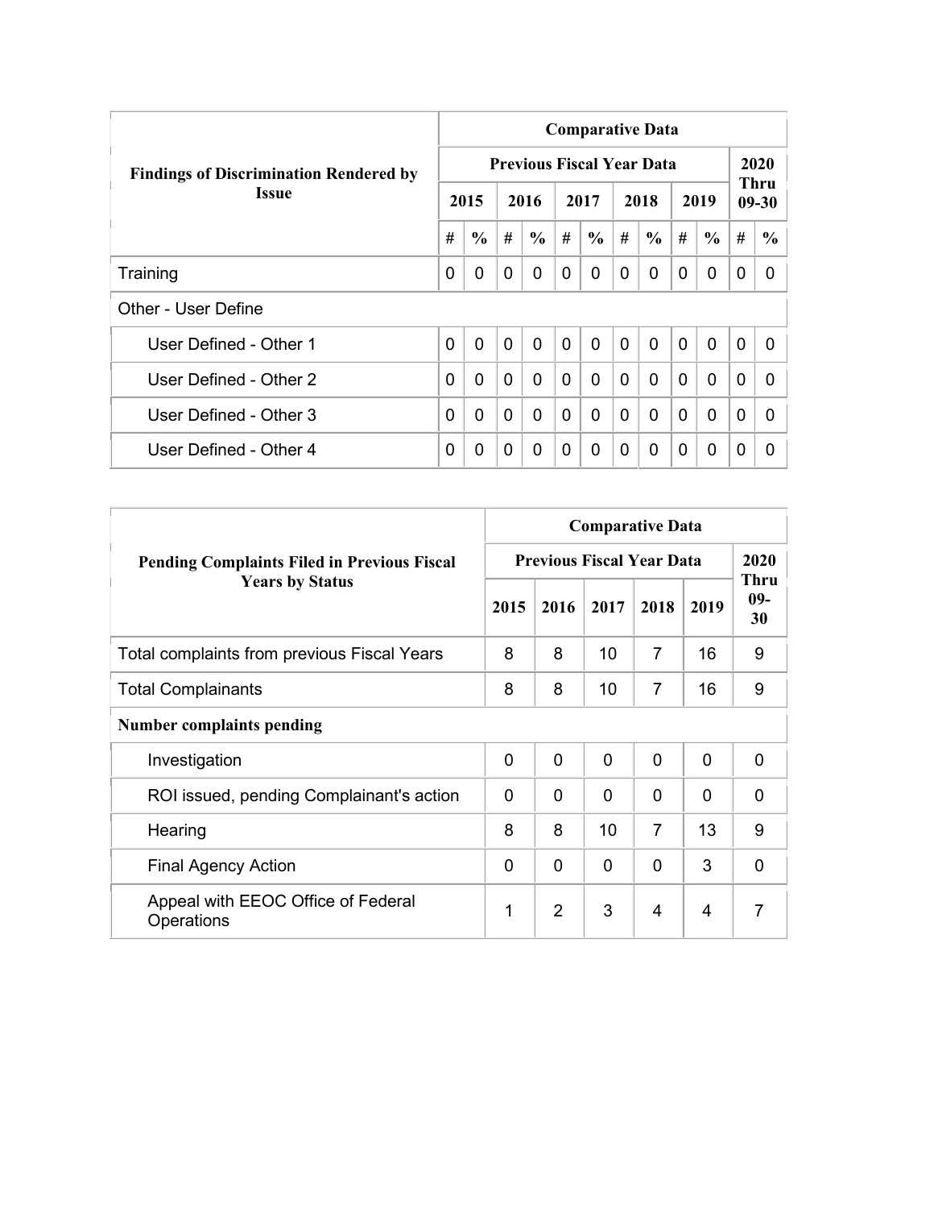| Findings of Discrimination Rendered by Issue | Comparative Data | | | | | | | | | | | |
|---|---|---|---|---|---|---|---|---|---|---|---|---|
| | Previous Fiscal Year Data | | | | | | | | | | 2020 Thru 09-30 | |
| | 2015 | | 2016 | | 2017 | | 2018 | | 2019 | | | |
| | # | % | # | % | # | % | # | % | # | % | # | % |
| Training | 0 | 0 | 0 | 0 | 0 | 0 | 0 | 0 | 0 | 0 | 0 | 0 |
| Other - User Define | | | | | | | | | | | | |
| User Defined - Other 1 | 0 | 0 | 0 | 0 | 0 | 0 | 0 | 0 | 0 | 0 | 0 | 0 |
| User Defined - Other 2 | 0 | 0 | 0 | 0 | 0 | 0 | 0 | 0 | 0 | 0 | 0 | 0 |
| User Defined - Other 3 | 0 | 0 | 0 | 0 | 0 | 0 | 0 | 0 | 0 | 0 | 0 | 0 |
| User Defined - Other 4 | 0 | 0 | 0 | 0 | 0 | 0 | 0 | 0 | 0 | 0 | 0 | 0 |

| Pending Complaints Filed in Previous Fiscal Years by Status | Comparative Data | | | | | |
|---|---|---|---|---|---|---|
| | Previous Fiscal Year Data | | | | | 2020 Thru 09-30 |
| | 2015 | 2016 | 2017 | 2018 | 2019 | |
| Total complaints from previous Fiscal Years | 8 | 8 | 10 | 7 | 16 | 9 |
| Total Complainants | 8 | 8 | 10 | 7 | 16 | 9 |
| **Number complaints pending** | | | | | | |
| Investigation | 0 | 0 | 0 | 0 | 0 | 0 |
| ROI issued, pending Complainant's action | 0 | 0 | 0 | 0 | 0 | 0 |
| Hearing | 8 | 8 | 10 | 7 | 13 | 9 |
| Final Agency Action | 0 | 0 | 0 | 0 | 3 | 0 |
| Appeal with EEOC Office of Federal Operations | 1 | 2 | 3 | 4 | 4 | 7 |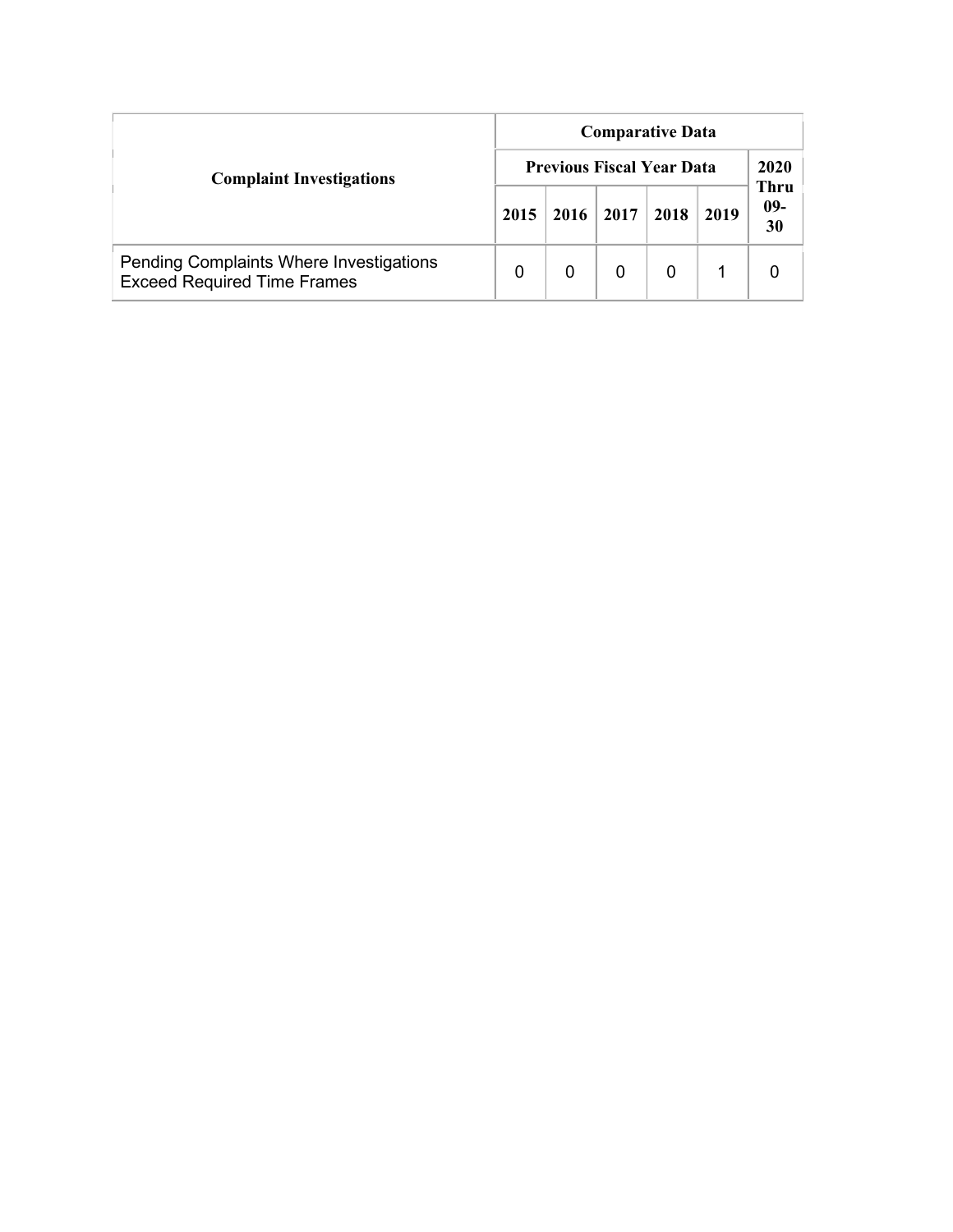| Complaint Investigations | Comparative Data | | | | | |
|---|---|---|---|---|---|---|
| | Previous Fiscal Year Data | | | | | 2020 Thru 09-30 |
| | 2015 | 2016 | 2017 | 2018 | 2019 | |
| Pending Complaints Where Investigations Exceed Required Time Frames | 0 | 0 | 0 | 0 | 1 | 0 |